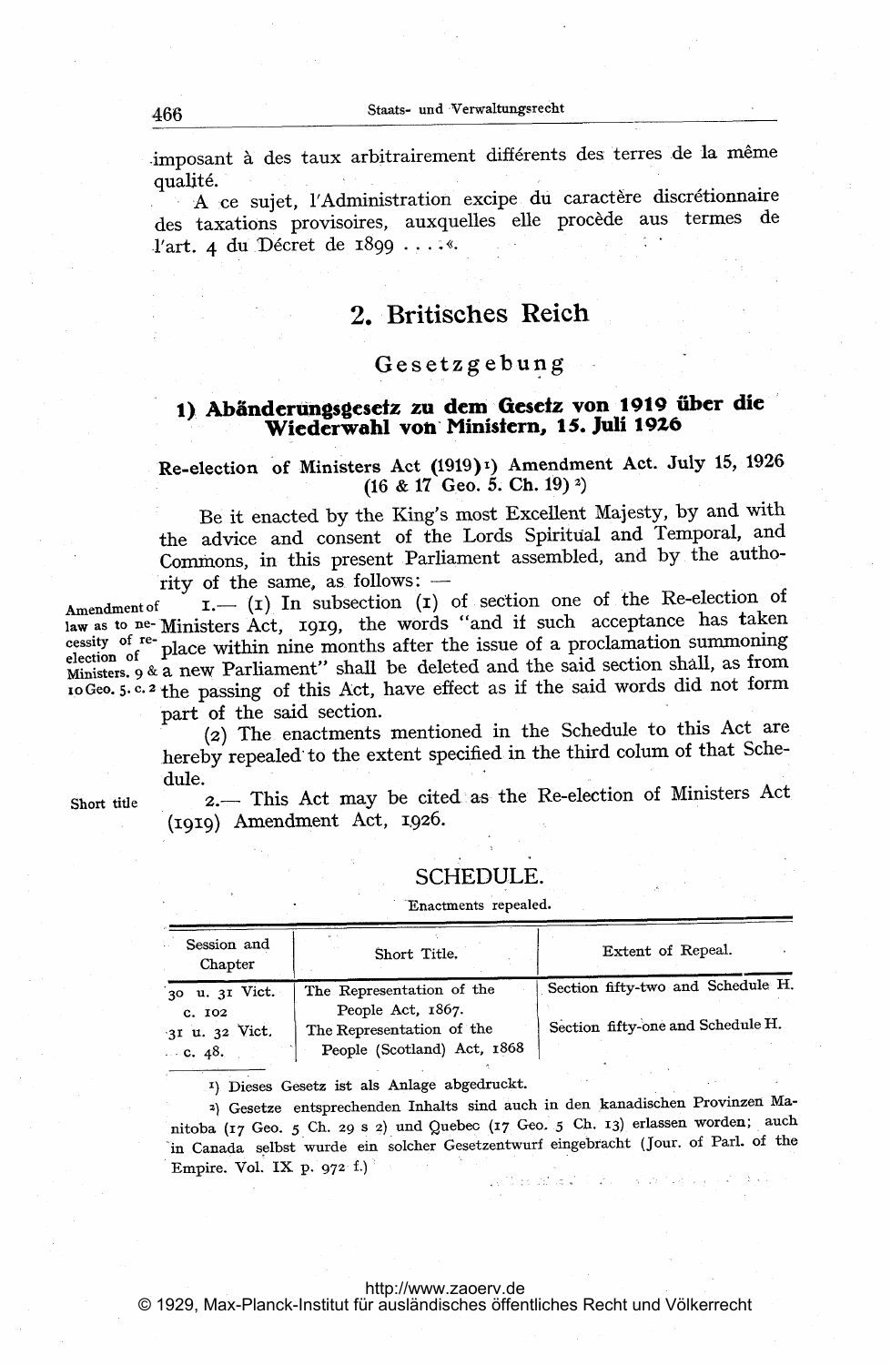imposant à des taux arbitrairement différents des terres de la même qualité.

A ce sujet, l'Administration excipe du caractère discrétionnaire des taxations provisoires, auxquelles elle procède aux termes de l'art. 4 du Décret de 1899 . . . .«.

## 2. Britisches Reich

### Gesetzgebung

#### 1) Abänderungsgesetz zu dem Gesetz von 1919 über die Wiederwahl von Ministern, 15. Juli 1926

**Re-election of Ministers Act (1919)[1] Amendment Act. July 15, 1926 (16 & 17 Geo. 5. Ch. 19)[2]**

Be it enacted by the King's most Excellent Majesty, by and with the advice and consent of the Lords Spiritual and Temporal, and Commons, in this present Parliament assembled, and by the authority of the same, as follows: —

*Amendment of law as to necessity of re-election of Ministers. 9 & 10 Geo. 5. c. 2*

1.— (1) In subsection (1) of section one of the Re-election of Ministers Act, 1919, the words "and if such acceptance has taken place within nine months after the issue of a proclamation summoning a new Parliament" shall be deleted and the said section shall, as from the passing of this Act, have effect as if the said words did not form part of the said section.

(2) The enactments mentioned in the Schedule to this Act are hereby repealed to the extent specified in the third colum of that Schedule.

*Short title*

2.— This Act may be cited as the Re-election of Ministers Act (1919) Amendment Act, 1926.

### SCHEDULE.

Enactments repealed.

| Session and Chapter | Short Title. | Extent of Repeal. |
|---|---|---|
| 30 u. 31 Vict. c. 102 | The Representation of the People Act, 1867. | Section fifty-two and Schedule H. |
| 31 u. 32 Vict. c. 48. | The Representation of the People (Scotland) Act, 1868 | Section fifty-one and Schedule H. |

[1] Dieses Gesetz ist als Anlage abgedruckt.

[2] Gesetze entsprechenden Inhalts sind auch in den kanadischen Provinzen Manitoba (17 Geo. 5 Ch. 29 s 2) und Quebec (17 Geo. 5 Ch. 13) erlassen worden; auch in Canada selbst wurde ein solcher Gesetzentwurf eingebracht (Jour. of Parl. of the Empire. Vol. IX p. 972 f.)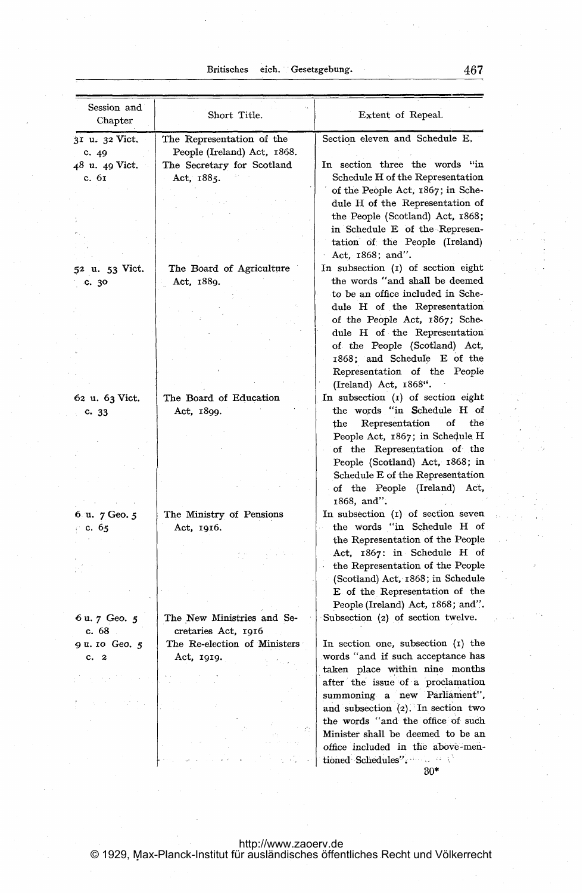| Session and Chapter | Short Title. | Extent of Repeal. |
|---|---|---|
| 31 u. 32 Vict. c. 49 | The Representation of the People (Ireland) Act, 1868. | Section eleven and Schedule E. |
| 48 u. 49 Vict. c. 61 | The Secretary for Scotland Act, 1885. | In section three the words "in Schedule H of the Representation of the People Act, 1867; in Schedule H of the Representation of the People (Scotland) Act, 1868; in Schedule E of the Representation of the People (Ireland) Act, 1868; and". |
| 52 u. 53 Vict. c. 30 | The Board of Agriculture Act, 1889. | In subsection (1) of section eight the words "and shall be deemed to be an office included in Schedule H of the Representation of the People Act, 1867; Schedule H of the Representation of the People (Scotland) Act, 1868; and Schedule E of the Representation of the People (Ireland) Act, 1868". |
| 62 u. 63 Vict. c. 33 | The Board of Education Act, 1899. | In subsection (1) of section eight the words "in Schedule H of the Representation of the People Act, 1867; in Schedule H of the Representation of the People (Scotland) Act, 1868; in Schedule E of the Representation of the People (Ireland) Act, 1868, and". |
| 6 u. 7 Geo. 5 c. 65 | The Ministry of Pensions Act, 1916. | In subsection (1) of section seven the words "in Schedule H of the Representation of the People Act, 1867: in Schedule H of the Representation of the People (Scotland) Act, 1868; in Schedule E of the Representation of the People (Ireland) Act, 1868; and". |
| 6 u. 7 Geo. 5 c. 68 | The New Ministries and Secretaries Act, 1916 | Subsection (2) of section twelve. |
| 9 u. 10 Geo. 5 c. 2 | The Re-election of Ministers Act, 1919. | In section one, subsection (1) the words "and if such acceptance has taken place within nine months after the issue of a proclamation summoning a new Parliament", and subsection (2). In section two the words "and the office of such Minister shall be deemed to be an office included in the above-mentioned Schedules". |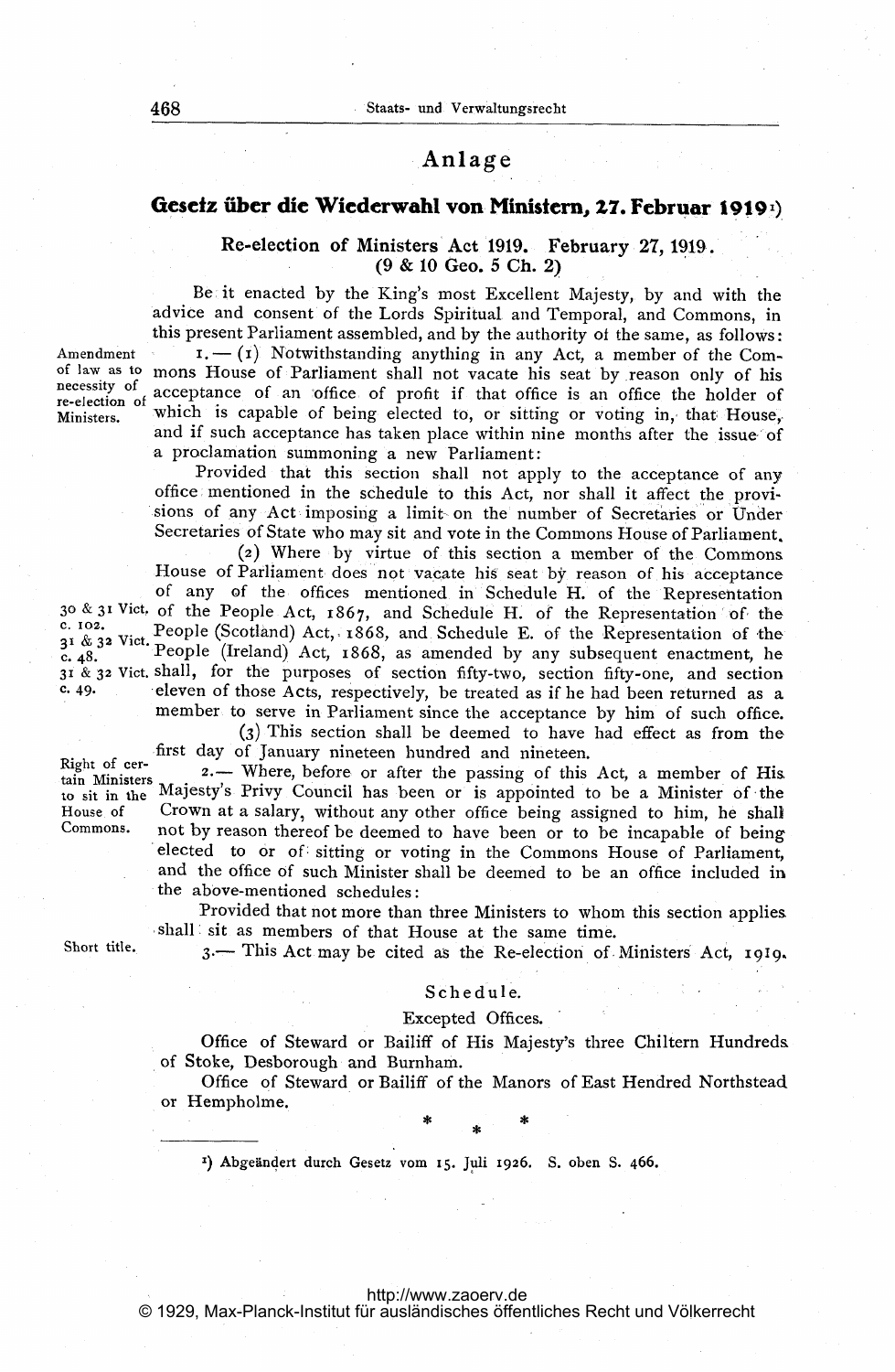# Anlage

## Gesetz über die Wiederwahl von Ministern, 27. Februar 1919[1])

### Re-election of Ministers Act 1919. February 27, 1919.
### (9 & 10 Geo. 5 Ch. 2)

Be it enacted by the King's most Excellent Majesty, by and with the advice and consent of the Lords Spiritual and Temporal, and Commons, in this present Parliament assembled, and by the authority of the same, as follows:

*Amendment of law as to necessity of re-election of Ministers.*

1. — (1) Notwithstanding anything in any Act, a member of the Commons House of Parliament shall not vacate his seat by reason only of his acceptance of an office of profit if that office is an office the holder of which is capable of being elected to, or sitting or voting in, that House, and if such acceptance has taken place within nine months after the issue of a proclamation summoning a new Parliament:

Provided that this section shall not apply to the acceptance of any office mentioned in the schedule to this Act, nor shall it affect the provisions of any Act imposing a limit on the number of Secretaries or Under Secretaries of State who may sit and vote in the Commons House of Parliament.

*30 & 31 Vict. c. 102. 31 & 32 Vict. c. 48. 31 & 32 Vict. c. 49.*

(2) Where by virtue of this section a member of the Commons House of Parliament does not vacate his seat by reason of his acceptance of any of the offices mentioned in Schedule H. of the Representation of the People Act, 1867, and Schedule H. of the Representation of the People (Scotland) Act, 1868, and Schedule E. of the Representation of the People (Ireland) Act, 1868, as amended by any subsequent enactment, he shall, for the purposes of section fifty-two, section fifty-one, and section eleven of those Acts, respectively, be treated as if he had been returned as a member to serve in Parliament since the acceptance by him of such office.

(3) This section shall be deemed to have had effect as from the first day of January nineteen hundred and nineteen.

*Right of certain Ministers to sit in the House of Commons.*

2. — Where, before or after the passing of this Act, a member of His Majesty's Privy Council has been or is appointed to be a Minister of the Crown at a salary, without any other office being assigned to him, he shall not by reason thereof be deemed to have been or to be incapable of being elected to or of sitting or voting in the Commons House of Parliament, and the office of such Minister shall be deemed to be an office included in the above-mentioned schedules:

Provided that not more than three Ministers to whom this section applies shall sit as members of that House at the same time.

*Short title.*

3. — This Act may be cited as the Re-election of Ministers Act, 1919.

Schedule.

Excepted Offices.

Office of Steward or Bailiff of His Majesty's three Chiltern Hundreds of Stoke, Desborough and Burnham.

Office of Steward or Bailiff of the Manors of East Hendred Northstead or Hempholme.

\* \* \*

---

[1]) Abgeändert durch Gesetz vom 15. Juli 1926. S. oben S. 466.